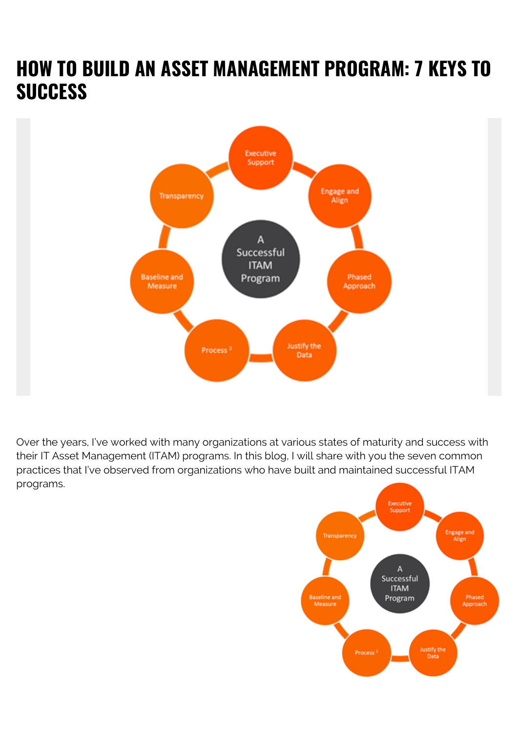# HOW TO BUILD AN ASSET MANAGEMENT PROGRAM: 7 KEYS TO SUCCESS

Over the years, I've worked with many organizations at various states of maturity and success with their IT Asset Management (ITAM) programs. In this blog, I will share with you the seven common practices that I've observed from organizations who have built and maintained successful ITAM programs.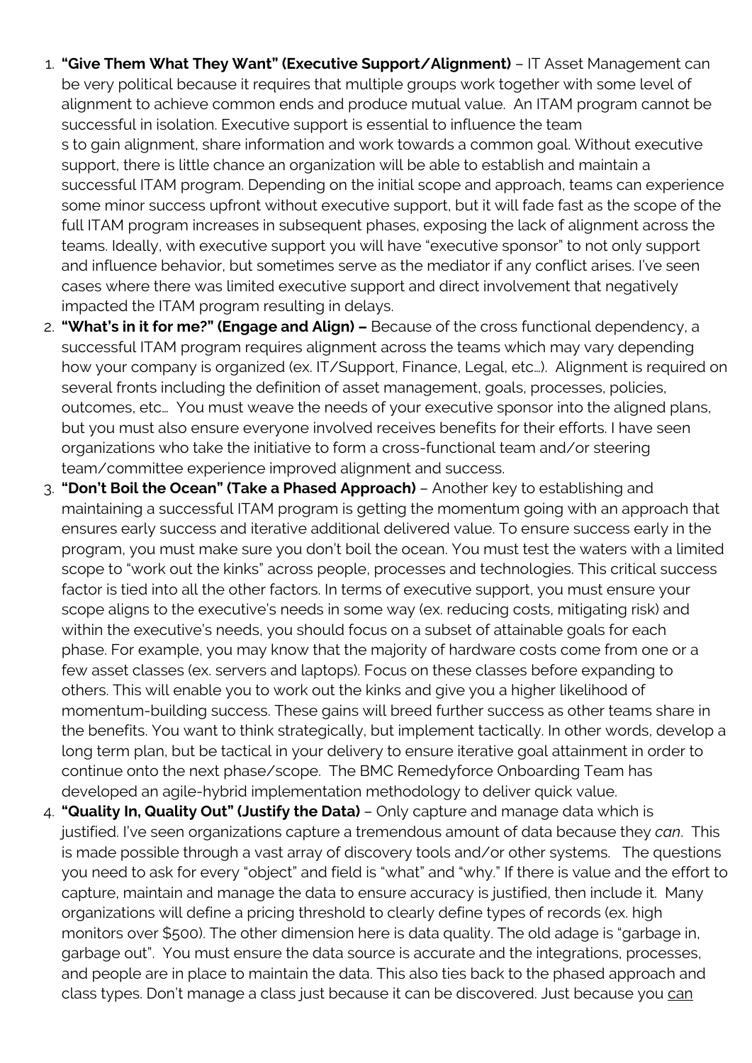1. **"Give Them What They Want" (Executive Support/Alignment)** – IT Asset Management can be very political because it requires that multiple groups work together with some level of alignment to achieve common ends and produce mutual value. An ITAM program cannot be successful in isolation. Executive support is essential to influence the team s to gain alignment, share information and work towards a common goal. Without executive support, there is little chance an organization will be able to establish and maintain a successful ITAM program. Depending on the initial scope and approach, teams can experience some minor success upfront without executive support, but it will fade fast as the scope of the full ITAM program increases in subsequent phases, exposing the lack of alignment across the teams. Ideally, with executive support you will have "executive sponsor" to not only support and influence behavior, but sometimes serve as the mediator if any conflict arises. I've seen cases where there was limited executive support and direct involvement that negatively impacted the ITAM program resulting in delays.
2. **"What's in it for me?" (Engage and Align) –** Because of the cross functional dependency, a successful ITAM program requires alignment across the teams which may vary depending how your company is organized (ex. IT/Support, Finance, Legal, etc…). Alignment is required on several fronts including the definition of asset management, goals, processes, policies, outcomes, etc… You must weave the needs of your executive sponsor into the aligned plans, but you must also ensure everyone involved receives benefits for their efforts. I have seen organizations who take the initiative to form a cross-functional team and/or steering team/committee experience improved alignment and success.
3. **"Don't Boil the Ocean" (Take a Phased Approach)** – Another key to establishing and maintaining a successful ITAM program is getting the momentum going with an approach that ensures early success and iterative additional delivered value. To ensure success early in the program, you must make sure you don't boil the ocean. You must test the waters with a limited scope to "work out the kinks" across people, processes and technologies. This critical success factor is tied into all the other factors. In terms of executive support, you must ensure your scope aligns to the executive's needs in some way (ex. reducing costs, mitigating risk) and within the executive's needs, you should focus on a subset of attainable goals for each phase. For example, you may know that the majority of hardware costs come from one or a few asset classes (ex. servers and laptops). Focus on these classes before expanding to others. This will enable you to work out the kinks and give you a higher likelihood of momentum-building success. These gains will breed further success as other teams share in the benefits. You want to think strategically, but implement tactically. In other words, develop a long term plan, but be tactical in your delivery to ensure iterative goal attainment in order to continue onto the next phase/scope. The BMC Remedyforce Onboarding Team has developed an agile-hybrid implementation methodology to deliver quick value.
4. **"Quality In, Quality Out" (Justify the Data)** – Only capture and manage data which is justified. I've seen organizations capture a tremendous amount of data because they *can*. This is made possible through a vast array of discovery tools and/or other systems. The questions you need to ask for every "object" and field is "what" and "why." If there is value and the effort to capture, maintain and manage the data to ensure accuracy is justified, then include it. Many organizations will define a pricing threshold to clearly define types of records (ex. high monitors over $500). The other dimension here is data quality. The old adage is "garbage in, garbage out". You must ensure the data source is accurate and the integrations, processes, and people are in place to maintain the data. This also ties back to the phased approach and class types. Don't manage a class just because it can be discovered. Just because you can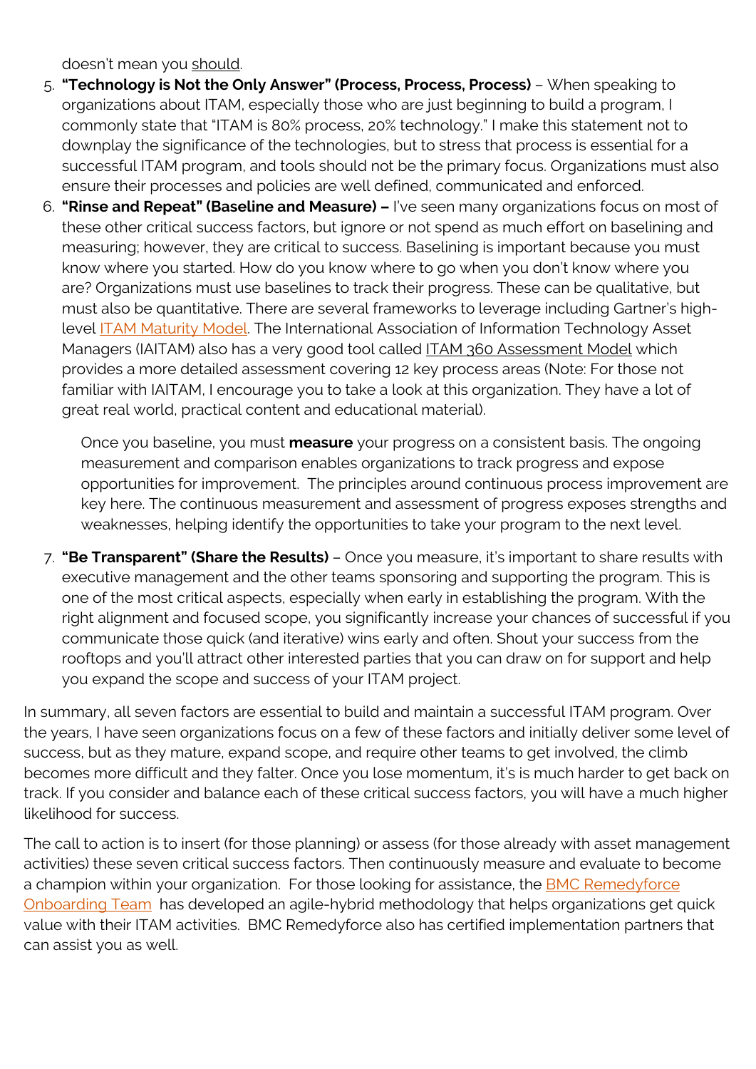doesn't mean you should.

5. **"Technology is Not the Only Answer" (Process, Process, Process)** – When speaking to organizations about ITAM, especially those who are just beginning to build a program, I commonly state that "ITAM is 80% process, 20% technology." I make this statement not to downplay the significance of the technologies, but to stress that process is essential for a successful ITAM program, and tools should not be the primary focus. Organizations must also ensure their processes and policies are well defined, communicated and enforced.
6. **"Rinse and Repeat" (Baseline and Measure) –** I've seen many organizations focus on most of these other critical success factors, but ignore or not spend as much effort on baselining and measuring; however, they are critical to success. Baselining is important because you must know where you started. How do you know where to go when you don't know where you are? Organizations must use baselines to track their progress. These can be qualitative, but must also be quantitative. There are several frameworks to leverage including Gartner's high-level ITAM Maturity Model. The International Association of Information Technology Asset Managers (IAITAM) also has a very good tool called ITAM 360 Assessment Model which provides a more detailed assessment covering 12 key process areas (Note: For those not familiar with IAITAM, I encourage you to take a look at this organization. They have a lot of great real world, practical content and educational material).

   Once you baseline, you must **measure** your progress on a consistent basis. The ongoing measurement and comparison enables organizations to track progress and expose opportunities for improvement. The principles around continuous process improvement are key here. The continuous measurement and assessment of progress exposes strengths and weaknesses, helping identify the opportunities to take your program to the next level.

7. **"Be Transparent" (Share the Results)** – Once you measure, it's important to share results with executive management and the other teams sponsoring and supporting the program. This is one of the most critical aspects, especially when early in establishing the program. With the right alignment and focused scope, you significantly increase your chances of successful if you communicate those quick (and iterative) wins early and often. Shout your success from the rooftops and you'll attract other interested parties that you can draw on for support and help you expand the scope and success of your ITAM project.

In summary, all seven factors are essential to build and maintain a successful ITAM program. Over the years, I have seen organizations focus on a few of these factors and initially deliver some level of success, but as they mature, expand scope, and require other teams to get involved, the climb becomes more difficult and they falter. Once you lose momentum, it's is much harder to get back on track. If you consider and balance each of these critical success factors, you will have a much higher likelihood for success.

The call to action is to insert (for those planning) or assess (for those already with asset management activities) these seven critical success factors. Then continuously measure and evaluate to become a champion within your organization. For those looking for assistance, the BMC Remedyforce Onboarding Team has developed an agile-hybrid methodology that helps organizations get quick value with their ITAM activities. BMC Remedyforce also has certified implementation partners that can assist you as well.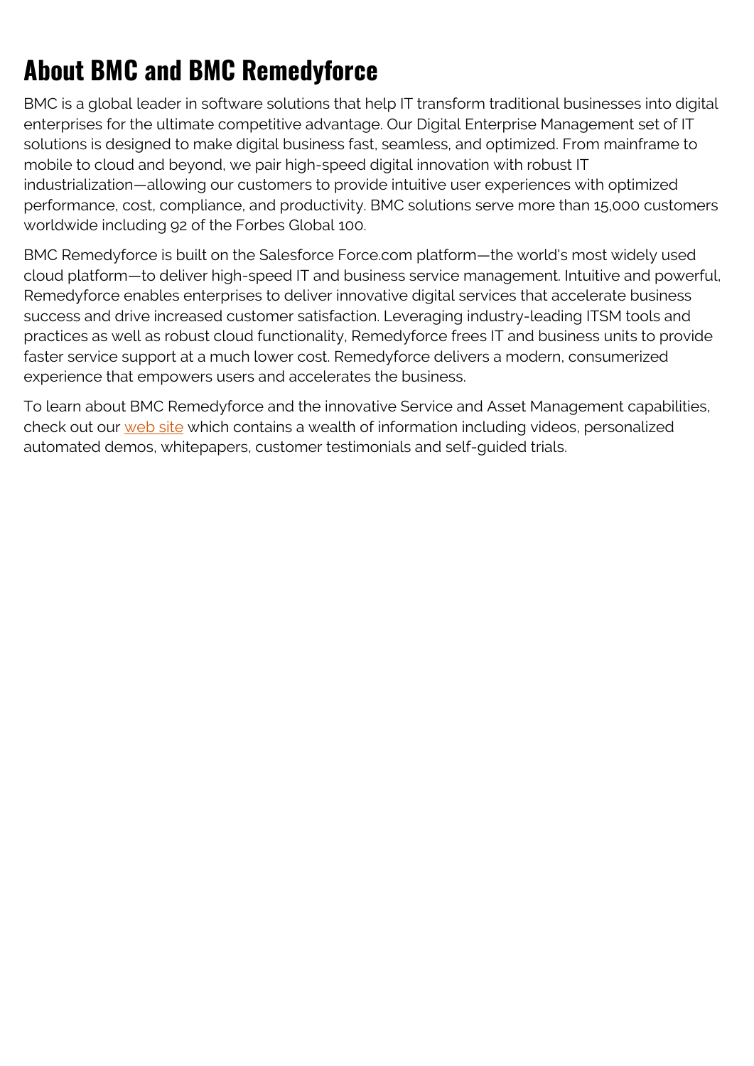# About BMC and BMC Remedyforce

BMC is a global leader in software solutions that help IT transform traditional businesses into digital enterprises for the ultimate competitive advantage. Our Digital Enterprise Management set of IT solutions is designed to make digital business fast, seamless, and optimized. From mainframe to mobile to cloud and beyond, we pair high-speed digital innovation with robust IT industrialization—allowing our customers to provide intuitive user experiences with optimized performance, cost, compliance, and productivity. BMC solutions serve more than 15,000 customers worldwide including 92 of the Forbes Global 100.

BMC Remedyforce is built on the Salesforce Force.com platform—the world's most widely used cloud platform—to deliver high-speed IT and business service management. Intuitive and powerful, Remedyforce enables enterprises to deliver innovative digital services that accelerate business success and drive increased customer satisfaction. Leveraging industry-leading ITSM tools and practices as well as robust cloud functionality, Remedyforce frees IT and business units to provide faster service support at a much lower cost. Remedyforce delivers a modern, consumerized experience that empowers users and accelerates the business.

To learn about BMC Remedyforce and the innovative Service and Asset Management capabilities, check out our web site which contains a wealth of information including videos, personalized automated demos, whitepapers, customer testimonials and self-guided trials.